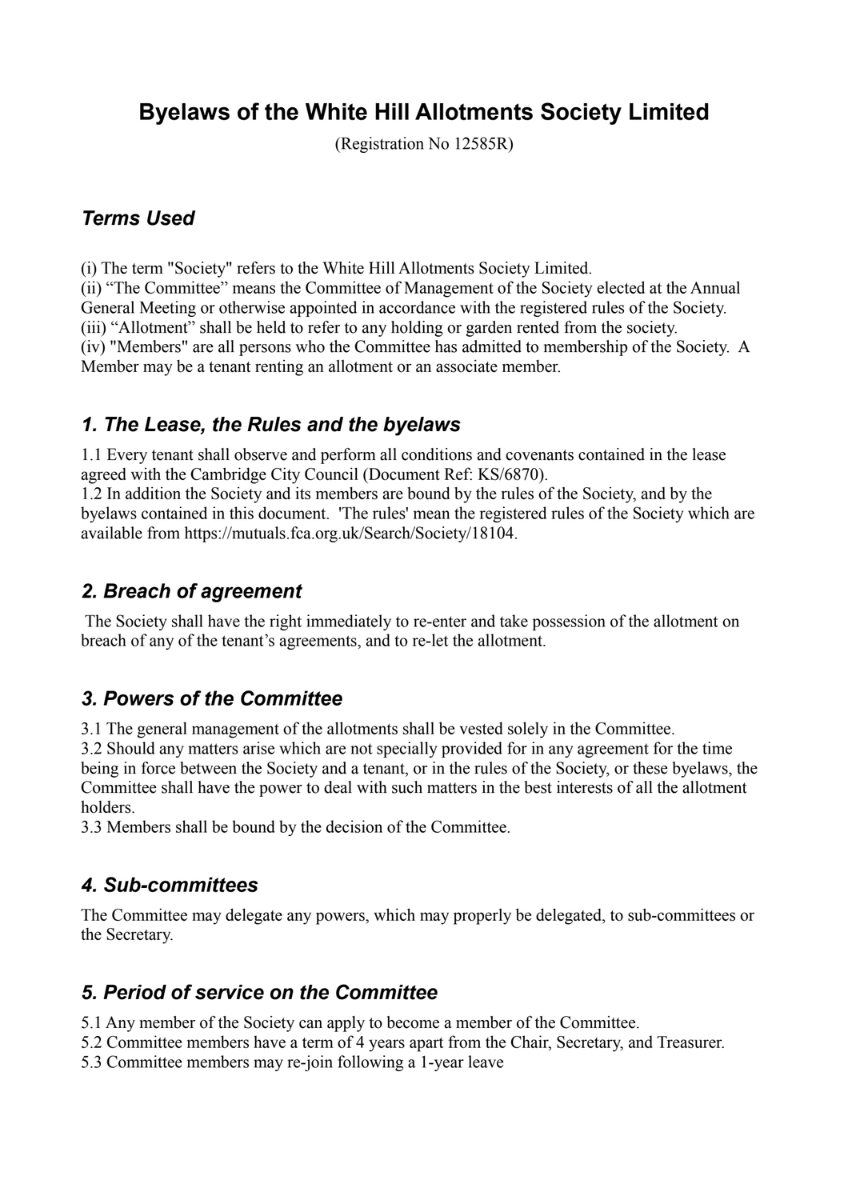# Byelaws of the White Hill Allotments Society Limited

(Registration No 12585R)

## *Terms Used*

(i) The term "Society" refers to the White Hill Allotments Society Limited.
(ii) "The Committee" means the Committee of Management of the Society elected at the Annual General Meeting or otherwise appointed in accordance with the registered rules of the Society.
(iii) "Allotment" shall be held to refer to any holding or garden rented from the society.
(iv) "Members" are all persons who the Committee has admitted to membership of the Society. A Member may be a tenant renting an allotment or an associate member.

## *1. The Lease, the Rules and the byelaws*

1.1 Every tenant shall observe and perform all conditions and covenants contained in the lease agreed with the Cambridge City Council (Document Ref: KS/6870).
1.2 In addition the Society and its members are bound by the rules of the Society, and by the byelaws contained in this document. 'The rules' mean the registered rules of the Society which are available from https://mutuals.fca.org.uk/Search/Society/18104.

## *2. Breach of agreement*

The Society shall have the right immediately to re-enter and take possession of the allotment on breach of any of the tenant's agreements, and to re-let the allotment.

## *3. Powers of the Committee*

3.1 The general management of the allotments shall be vested solely in the Committee.
3.2 Should any matters arise which are not specially provided for in any agreement for the time being in force between the Society and a tenant, or in the rules of the Society, or these byelaws, the Committee shall have the power to deal with such matters in the best interests of all the allotment holders.
3.3 Members shall be bound by the decision of the Committee.

## *4. Sub-committees*

The Committee may delegate any powers, which may properly be delegated, to sub-committees or the Secretary.

## *5. Period of service on the Committee*

5.1 Any member of the Society can apply to become a member of the Committee.
5.2 Committee members have a term of 4 years apart from the Chair, Secretary, and Treasurer.
5.3 Committee members may re-join following a 1-year leave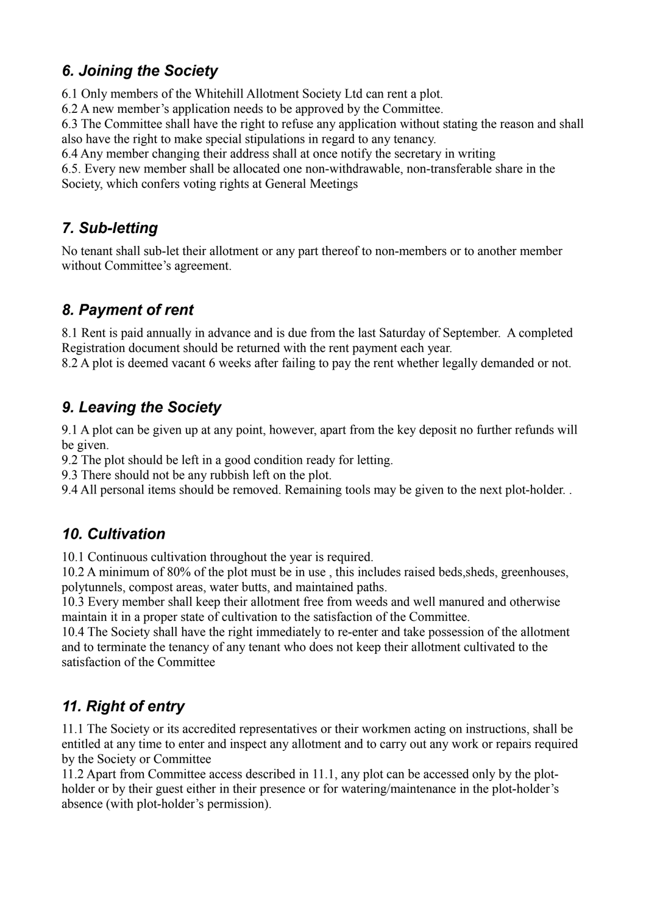## *6. Joining the Society*

6.1 Only members of the Whitehill Allotment Society Ltd can rent a plot.
6.2 A new member's application needs to be approved by the Committee.
6.3 The Committee shall have the right to refuse any application without stating the reason and shall also have the right to make special stipulations in regard to any tenancy.
6.4 Any member changing their address shall at once notify the secretary in writing
6.5. Every new member shall be allocated one non-withdrawable, non-transferable share in the Society, which confers voting rights at General Meetings

## *7. Sub-letting*

No tenant shall sub-let their allotment or any part thereof to non-members or to another member without Committee's agreement.

## *8. Payment of rent*

8.1 Rent is paid annually in advance and is due from the last Saturday of September. A completed Registration document should be returned with the rent payment each year.
8.2 A plot is deemed vacant 6 weeks after failing to pay the rent whether legally demanded or not.

## *9. Leaving the Society*

9.1 A plot can be given up at any point, however, apart from the key deposit no further refunds will be given.
9.2 The plot should be left in a good condition ready for letting.
9.3 There should not be any rubbish left on the plot.
9.4 All personal items should be removed. Remaining tools may be given to the next plot-holder. .

## *10. Cultivation*

10.1 Continuous cultivation throughout the year is required.
10.2 A minimum of 80% of the plot must be in use , this includes raised beds,sheds, greenhouses, polytunnels, compost areas, water butts, and maintained paths.
10.3 Every member shall keep their allotment free from weeds and well manured and otherwise maintain it in a proper state of cultivation to the satisfaction of the Committee.
10.4 The Society shall have the right immediately to re-enter and take possession of the allotment and to terminate the tenancy of any tenant who does not keep their allotment cultivated to the satisfaction of the Committee

## *11. Right of entry*

11.1 The Society or its accredited representatives or their workmen acting on instructions, shall be entitled at any time to enter and inspect any allotment and to carry out any work or repairs required by the Society or Committee
11.2 Apart from Committee access described in 11.1, any plot can be accessed only by the plot-holder or by their guest either in their presence or for watering/maintenance in the plot-holder's absence (with plot-holder's permission).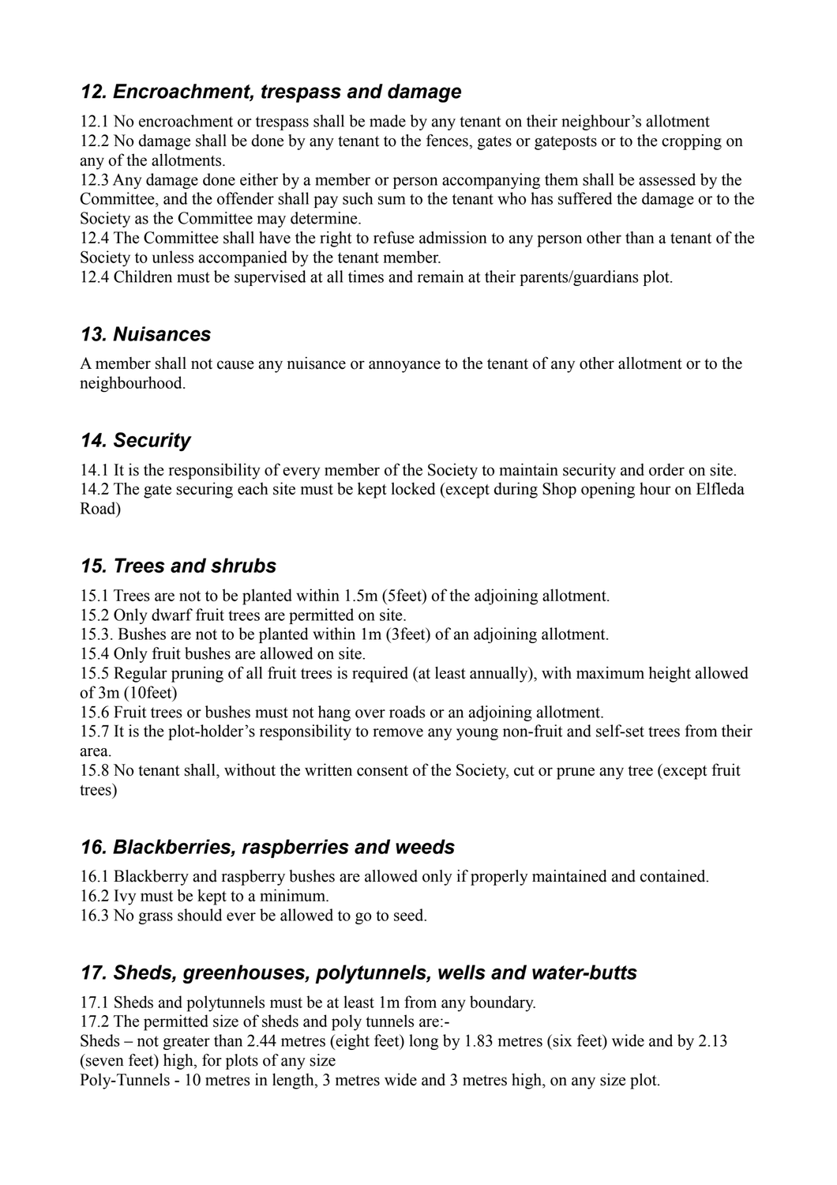### *12. Encroachment, trespass and damage*

12.1 No encroachment or trespass shall be made by any tenant on their neighbour's allotment
12.2 No damage shall be done by any tenant to the fences, gates or gateposts or to the cropping on any of the allotments.
12.3 Any damage done either by a member or person accompanying them shall be assessed by the Committee, and the offender shall pay such sum to the tenant who has suffered the damage or to the Society as the Committee may determine.
12.4 The Committee shall have the right to refuse admission to any person other than a tenant of the Society to unless accompanied by the tenant member.
12.4 Children must be supervised at all times and remain at their parents/guardians plot.

### *13. Nuisances*

A member shall not cause any nuisance or annoyance to the tenant of any other allotment or to the neighbourhood.

### *14. Security*

14.1 It is the responsibility of every member of the Society to maintain security and order on site.
14.2 The gate securing each site must be kept locked (except during Shop opening hour on Elfleda Road)

### *15. Trees and shrubs*

15.1 Trees are not to be planted within 1.5m (5feet) of the adjoining allotment.
15.2 Only dwarf fruit trees are permitted on site.
15.3. Bushes are not to be planted within 1m (3feet) of an adjoining allotment.
15.4 Only fruit bushes are allowed on site.
15.5 Regular pruning of all fruit trees is required (at least annually), with maximum height allowed of 3m (10feet)
15.6 Fruit trees or bushes must not hang over roads or an adjoining allotment.
15.7 It is the plot-holder's responsibility to remove any young non-fruit and self-set trees from their area.
15.8 No tenant shall, without the written consent of the Society, cut or prune any tree (except fruit trees)

### *16. Blackberries, raspberries and weeds*

16.1 Blackberry and raspberry bushes are allowed only if properly maintained and contained.
16.2 Ivy must be kept to a minimum.
16.3 No grass should ever be allowed to go to seed.

### *17. Sheds, greenhouses, polytunnels, wells and water-butts*

17.1 Sheds and polytunnels must be at least 1m from any boundary.
17.2 The permitted size of sheds and poly tunnels are:-
Sheds – not greater than 2.44 metres (eight feet) long by 1.83 metres (six feet) wide and by 2.13 (seven feet) high, for plots of any size
Poly-Tunnels - 10 metres in length, 3 metres wide and 3 metres high, on any size plot.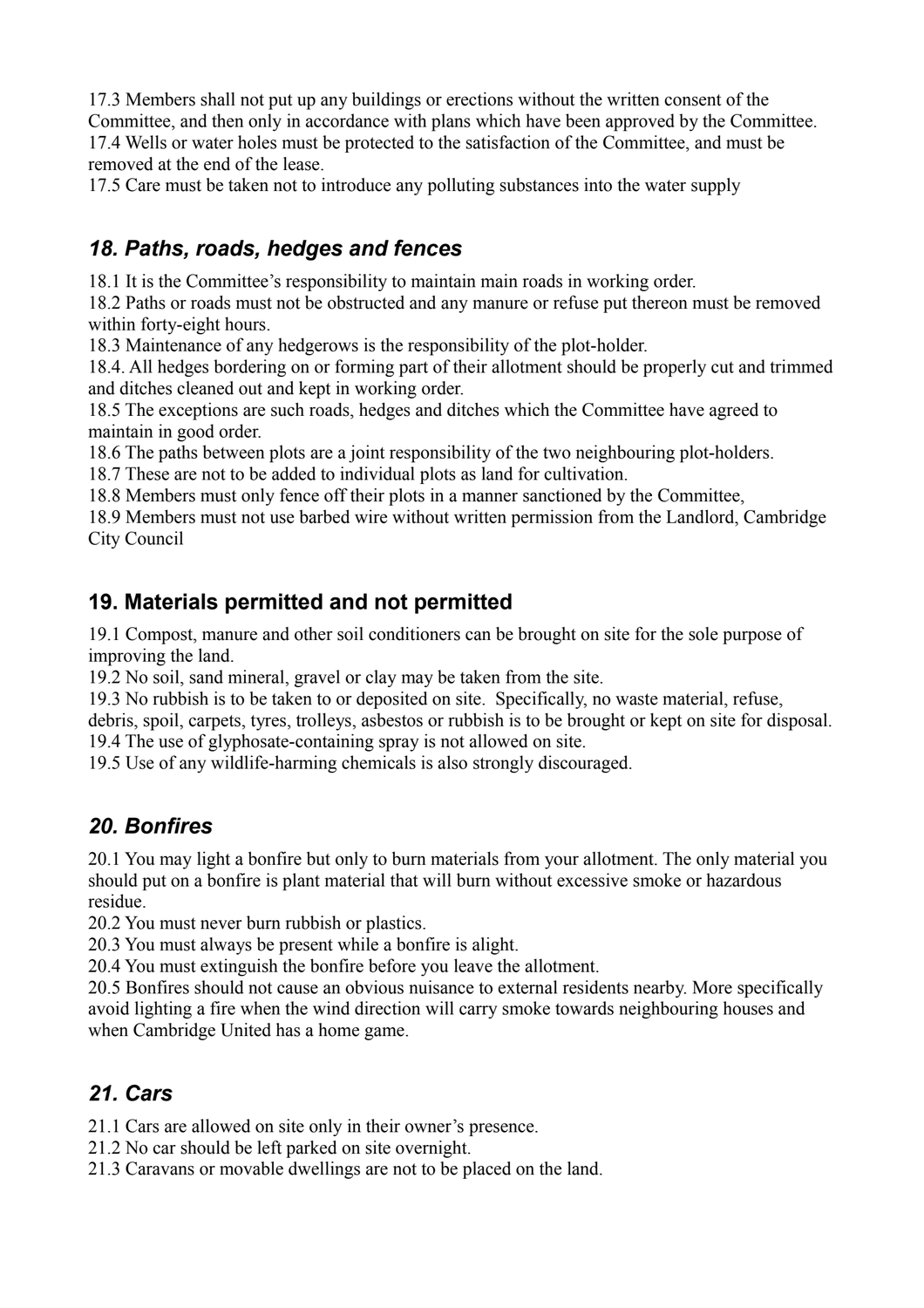17.3 Members shall not put up any buildings or erections without the written consent of the Committee, and then only in accordance with plans which have been approved by the Committee.
17.4 Wells or water holes must be protected to the satisfaction of the Committee, and must be removed at the end of the lease.
17.5 Care must be taken not to introduce any polluting substances into the water supply

## *18. Paths, roads, hedges and fences*

18.1 It is the Committee's responsibility to maintain main roads in working order.
18.2 Paths or roads must not be obstructed and any manure or refuse put thereon must be removed within forty-eight hours.
18.3 Maintenance of any hedgerows is the responsibility of the plot-holder.
18.4. All hedges bordering on or forming part of their allotment should be properly cut and trimmed and ditches cleaned out and kept in working order.
18.5 The exceptions are such roads, hedges and ditches which the Committee have agreed to maintain in good order.
18.6 The paths between plots are a joint responsibility of the two neighbouring plot-holders.
18.7 These are not to be added to individual plots as land for cultivation.
18.8 Members must only fence off their plots in a manner sanctioned by the Committee,
18.9 Members must not use barbed wire without written permission from the Landlord, Cambridge City Council

## 19. Materials permitted and not permitted

19.1 Compost, manure and other soil conditioners can be brought on site for the sole purpose of improving the land.
19.2 No soil, sand mineral, gravel or clay may be taken from the site.
19.3 No rubbish is to be taken to or deposited on site. Specifically, no waste material, refuse, debris, spoil, carpets, tyres, trolleys, asbestos or rubbish is to be brought or kept on site for disposal.
19.4 The use of glyphosate-containing spray is not allowed on site.
19.5 Use of any wildlife-harming chemicals is also strongly discouraged.

## *20. Bonfires*

20.1 You may light a bonfire but only to burn materials from your allotment. The only material you should put on a bonfire is plant material that will burn without excessive smoke or hazardous residue.
20.2 You must never burn rubbish or plastics.
20.3 You must always be present while a bonfire is alight.
20.4 You must extinguish the bonfire before you leave the allotment.
20.5 Bonfires should not cause an obvious nuisance to external residents nearby. More specifically avoid lighting a fire when the wind direction will carry smoke towards neighbouring houses and when Cambridge United has a home game.

## *21. Cars*

21.1 Cars are allowed on site only in their owner's presence.
21.2 No car should be left parked on site overnight.
21.3 Caravans or movable dwellings are not to be placed on the land.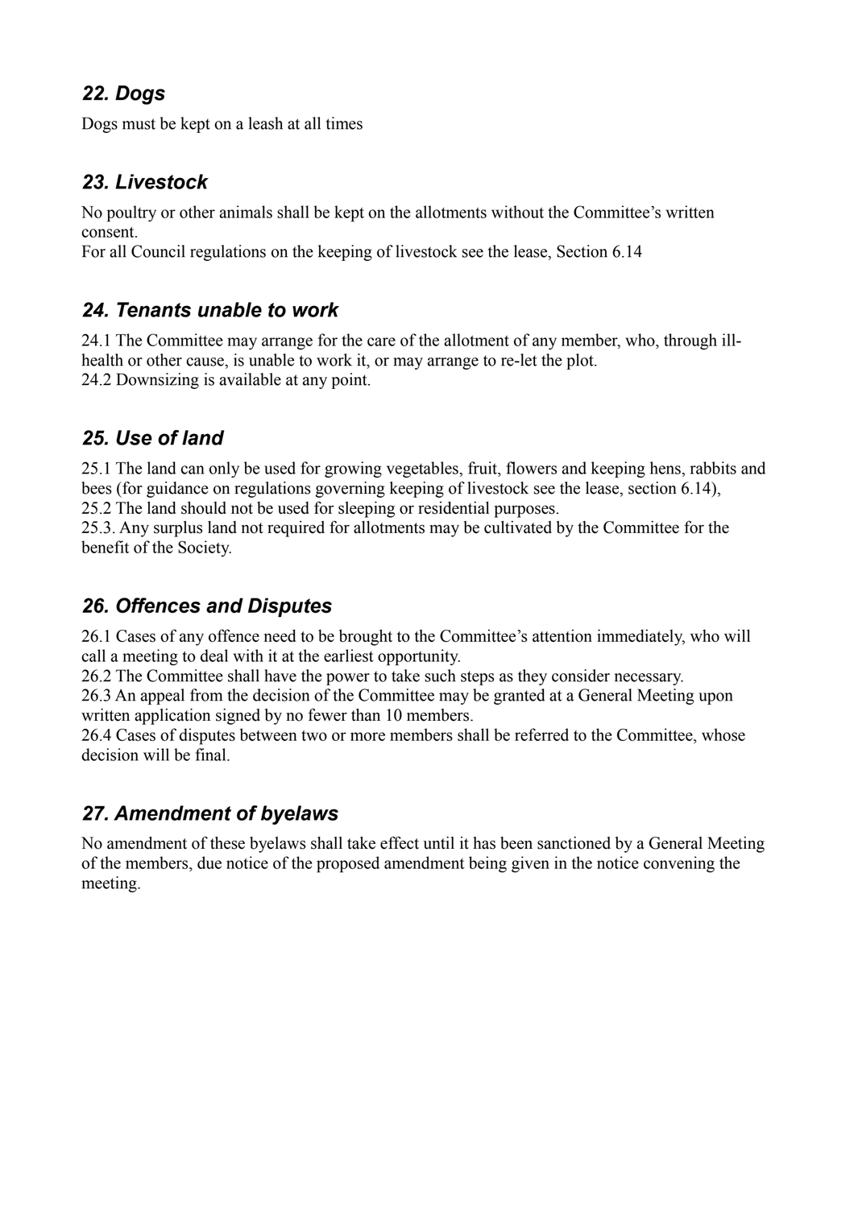### *22. Dogs*

Dogs must be kept on a leash at all times

### *23. Livestock*

No poultry or other animals shall be kept on the allotments without the Committee's written consent.
For all Council regulations on the keeping of livestock see the lease, Section 6.14

### *24. Tenants unable to work*

24.1 The Committee may arrange for the care of the allotment of any member, who, through ill-health or other cause, is unable to work it, or may arrange to re-let the plot.
24.2 Downsizing is available at any point.

### *25. Use of land*

25.1 The land can only be used for growing vegetables, fruit, flowers and keeping hens, rabbits and bees (for guidance on regulations governing keeping of livestock see the lease, section 6.14),
25.2 The land should not be used for sleeping or residential purposes.
25.3. Any surplus land not required for allotments may be cultivated by the Committee for the benefit of the Society.

### *26. Offences and Disputes*

26.1 Cases of any offence need to be brought to the Committee's attention immediately, who will call a meeting to deal with it at the earliest opportunity.
26.2 The Committee shall have the power to take such steps as they consider necessary.
26.3 An appeal from the decision of the Committee may be granted at a General Meeting upon written application signed by no fewer than 10 members.
26.4 Cases of disputes between two or more members shall be referred to the Committee, whose decision will be final.

### *27. Amendment of byelaws*

No amendment of these byelaws shall take effect until it has been sanctioned by a General Meeting of the members, due notice of the proposed amendment being given in the notice convening the meeting.